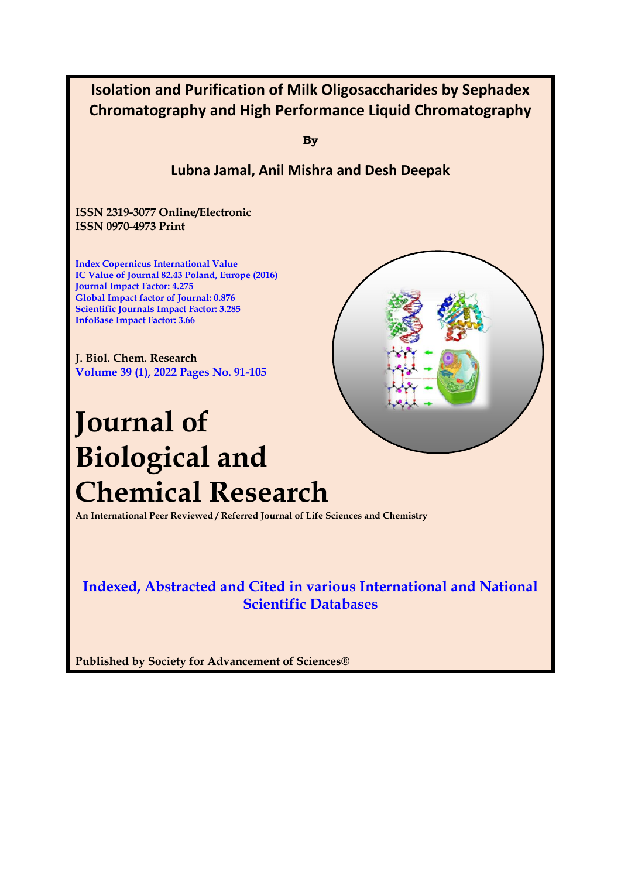# Isolation and Purification of Milk Oligosaccharides by Sephadex Chromatography and High Performance Liquid Chromatography

**By**

## Lubna Jamal, Anil Mishra and Desh Deepak

ISSN 2319-3077 Online/Electronic
ISSN 0970-4973 Print

Index Copernicus International Value
IC Value of Journal 82.43 Poland, Europe (2016)
Journal Impact Factor: 4.275
Global Impact factor of Journal: 0.876
Scientific Journals Impact Factor: 3.285
InfoBase Impact Factor: 3.66

J. Biol. Chem. Research
Volume 39 (1), 2022 Pages No. 91-105

# Journal of Biological and Chemical Research

An International Peer Reviewed / Referred Journal of Life Sciences and Chemistry

**Indexed, Abstracted and Cited in various International and National Scientific Databases**

**Published by Society for Advancement of Sciences®**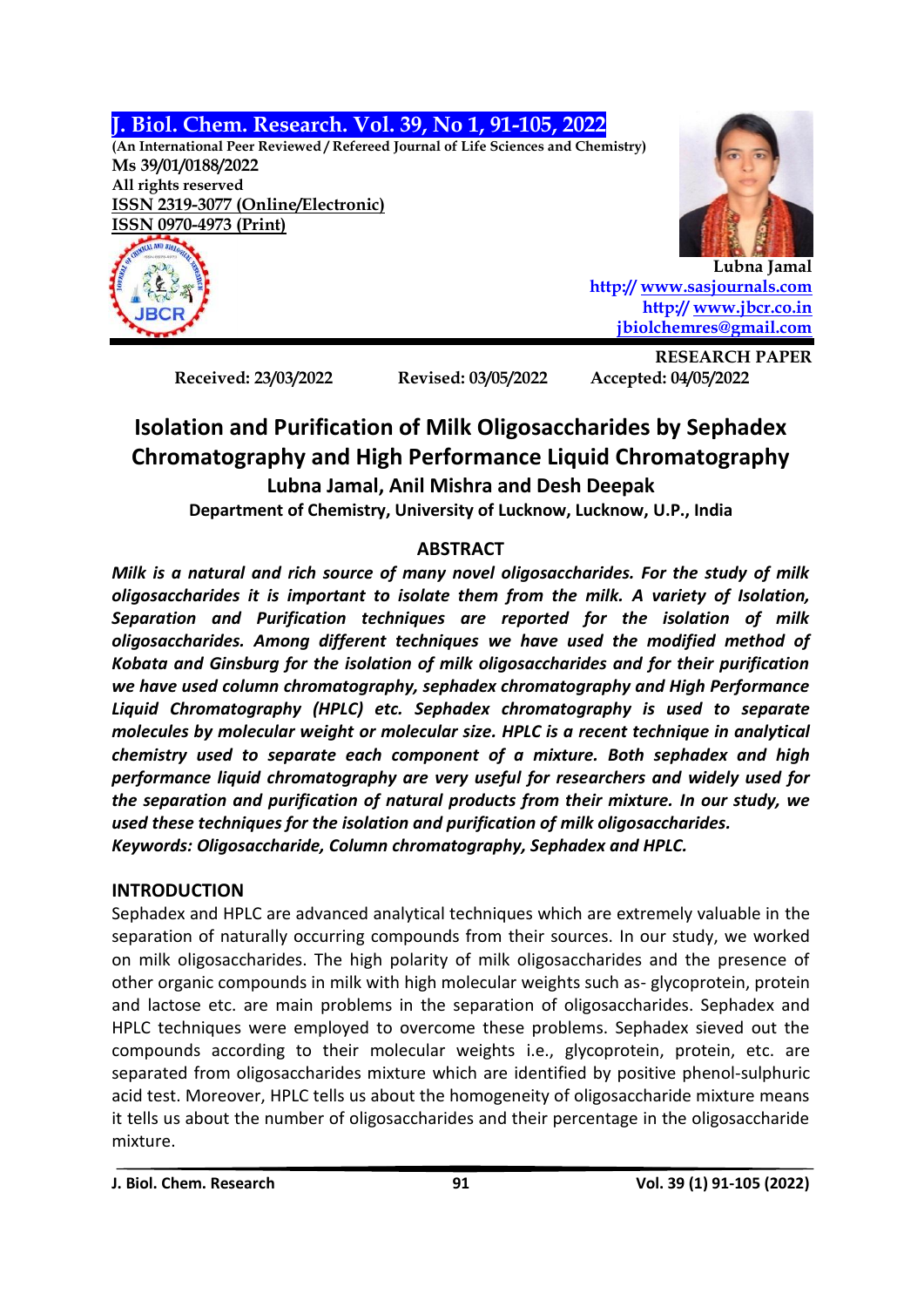# J. Biol. Chem. Research. Vol. 39, No 1, 91-105, 2022

(An International Peer Reviewed / Refereed Journal of Life Sciences and Chemistry)
Ms 39/01/0188/2022
All rights reserved
ISSN 2319-3077 (Online/Electronic)
ISSN 0970-4973 (Print)

Lubna Jamal
http:// www.sasjournals.com
http:// www.jbcr.co.in
jbiolchemres@gmail.com

RESEARCH PAPER

Received: 23/03/2022 Revised: 03/05/2022 Accepted: 04/05/2022

# Isolation and Purification of Milk Oligosaccharides by Sephadex Chromatography and High Performance Liquid Chromatography

**Lubna Jamal, Anil Mishra and Desh Deepak**

**Department of Chemistry, University of Lucknow, Lucknow, U.P., India**

## ABSTRACT

***Milk is a natural and rich source of many novel oligosaccharides. For the study of milk oligosaccharides it is important to isolate them from the milk. A variety of Isolation, Separation and Purification techniques are reported for the isolation of milk oligosaccharides. Among different techniques we have used the modified method of Kobata and Ginsburg for the isolation of milk oligosaccharides and for their purification we have used column chromatography, sephadex chromatography and High Performance Liquid Chromatography (HPLC) etc. Sephadex chromatography is used to separate molecules by molecular weight or molecular size. HPLC is a recent technique in analytical chemistry used to separate each component of a mixture. Both sephadex and high performance liquid chromatography are very useful for researchers and widely used for the separation and purification of natural products from their mixture. In our study, we used these techniques for the isolation and purification of milk oligosaccharides.***

***Keywords: Oligosaccharide, Column chromatography, Sephadex and HPLC.***

## INTRODUCTION

Sephadex and HPLC are advanced analytical techniques which are extremely valuable in the separation of naturally occurring compounds from their sources. In our study, we worked on milk oligosaccharides. The high polarity of milk oligosaccharides and the presence of other organic compounds in milk with high molecular weights such as- glycoprotein, protein and lactose etc. are main problems in the separation of oligosaccharides. Sephadex and HPLC techniques were employed to overcome these problems. Sephadex sieved out the compounds according to their molecular weights i.e., glycoprotein, protein, etc. are separated from oligosaccharides mixture which are identified by positive phenol-sulphuric acid test. Moreover, HPLC tells us about the homogeneity of oligosaccharide mixture means it tells us about the number of oligosaccharides and their percentage in the oligosaccharide mixture.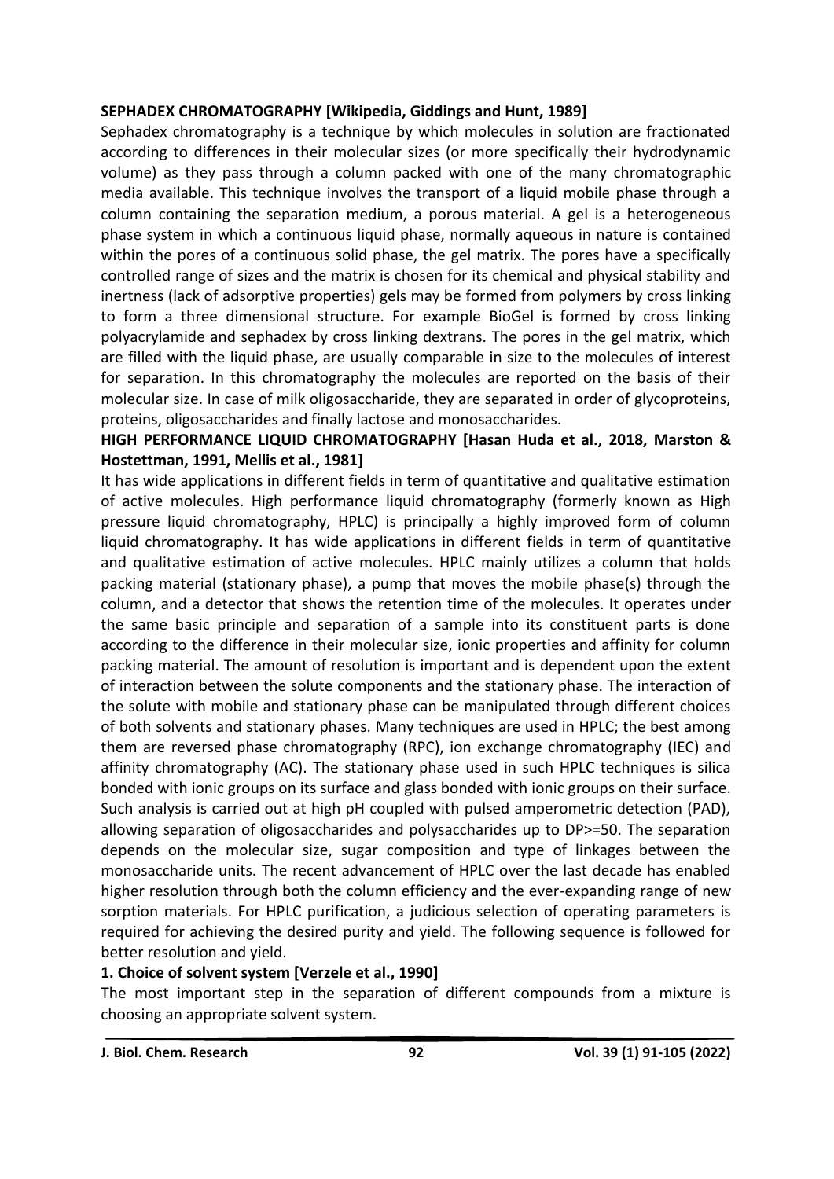**SEPHADEX CHROMATOGRAPHY [Wikipedia, Giddings and Hunt, 1989]**

Sephadex chromatography is a technique by which molecules in solution are fractionated according to differences in their molecular sizes (or more specifically their hydrodynamic volume) as they pass through a column packed with one of the many chromatographic media available. This technique involves the transport of a liquid mobile phase through a column containing the separation medium, a porous material. A gel is a heterogeneous phase system in which a continuous liquid phase, normally aqueous in nature is contained within the pores of a continuous solid phase, the gel matrix. The pores have a specifically controlled range of sizes and the matrix is chosen for its chemical and physical stability and inertness (lack of adsorptive properties) gels may be formed from polymers by cross linking to form a three dimensional structure. For example BioGel is formed by cross linking polyacrylamide and sephadex by cross linking dextrans. The pores in the gel matrix, which are filled with the liquid phase, are usually comparable in size to the molecules of interest for separation. In this chromatography the molecules are reported on the basis of their molecular size. In case of milk oligosaccharide, they are separated in order of glycoproteins, proteins, oligosaccharides and finally lactose and monosaccharides.

**HIGH PERFORMANCE LIQUID CHROMATOGRAPHY [Hasan Huda et al., 2018, Marston & Hostettman, 1991, Mellis et al., 1981]**

It has wide applications in different fields in term of quantitative and qualitative estimation of active molecules. High performance liquid chromatography (formerly known as High pressure liquid chromatography, HPLC) is principally a highly improved form of column liquid chromatography. It has wide applications in different fields in term of quantitative and qualitative estimation of active molecules. HPLC mainly utilizes a column that holds packing material (stationary phase), a pump that moves the mobile phase(s) through the column, and a detector that shows the retention time of the molecules. It operates under the same basic principle and separation of a sample into its constituent parts is done according to the difference in their molecular size, ionic properties and affinity for column packing material. The amount of resolution is important and is dependent upon the extent of interaction between the solute components and the stationary phase. The interaction of the solute with mobile and stationary phase can be manipulated through different choices of both solvents and stationary phases. Many techniques are used in HPLC; the best among them are reversed phase chromatography (RPC), ion exchange chromatography (IEC) and affinity chromatography (AC). The stationary phase used in such HPLC techniques is silica bonded with ionic groups on its surface and glass bonded with ionic groups on their surface. Such analysis is carried out at high pH coupled with pulsed amperometric detection (PAD), allowing separation of oligosaccharides and polysaccharides up to DP>=50. The separation depends on the molecular size, sugar composition and type of linkages between the monosaccharide units. The recent advancement of HPLC over the last decade has enabled higher resolution through both the column efficiency and the ever-expanding range of new sorption materials. For HPLC purification, a judicious selection of operating parameters is required for achieving the desired purity and yield. The following sequence is followed for better resolution and yield.

**1. Choice of solvent system [Verzele et al., 1990]**

The most important step in the separation of different compounds from a mixture is choosing an appropriate solvent system.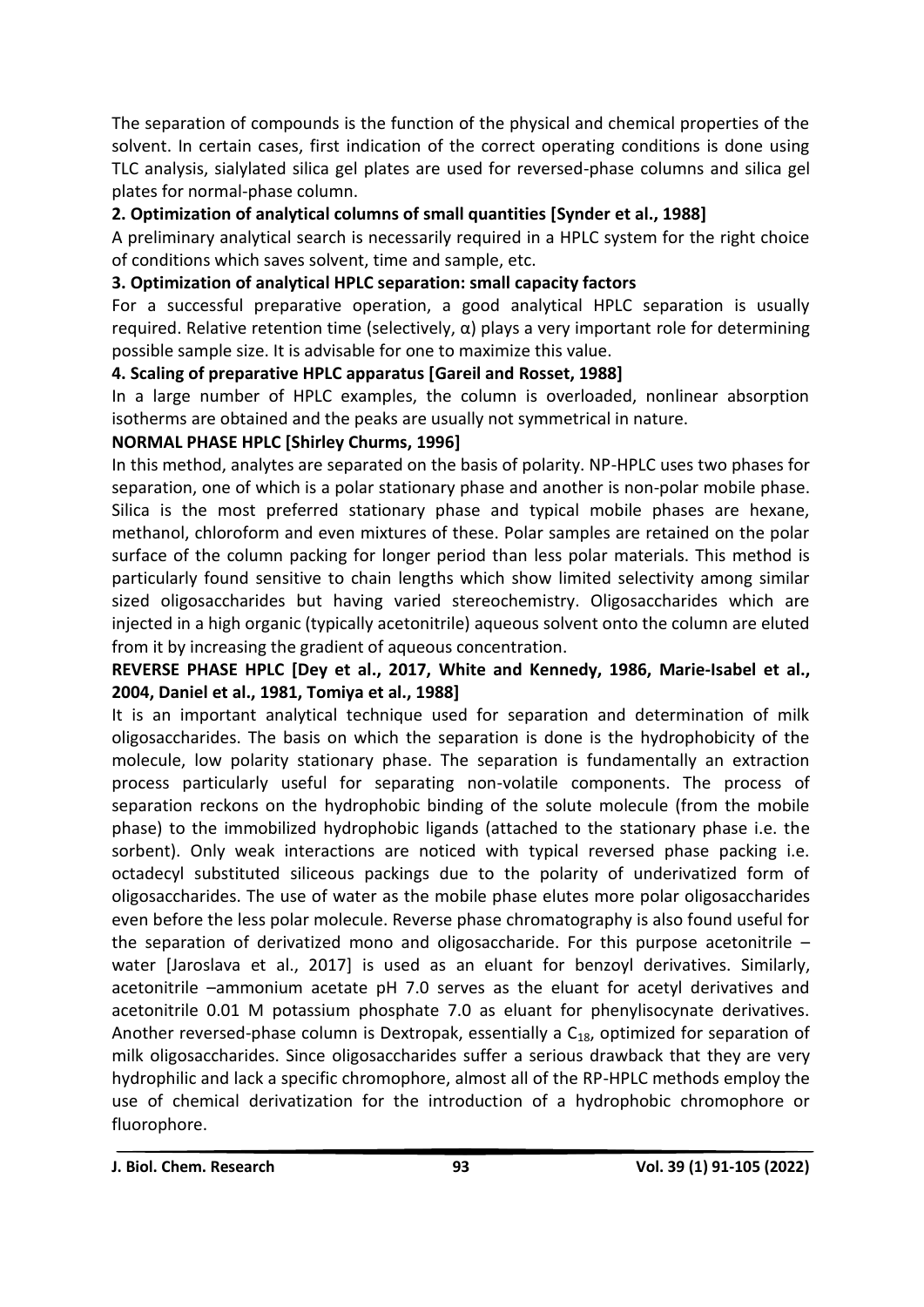The separation of compounds is the function of the physical and chemical properties of the solvent. In certain cases, first indication of the correct operating conditions is done using TLC analysis, sialylated silica gel plates are used for reversed-phase columns and silica gel plates for normal-phase column.

**2. Optimization of analytical columns of small quantities [Synder et al., 1988]**

A preliminary analytical search is necessarily required in a HPLC system for the right choice of conditions which saves solvent, time and sample, etc.

**3. Optimization of analytical HPLC separation: small capacity factors**

For a successful preparative operation, a good analytical HPLC separation is usually required. Relative retention time (selectively, α) plays a very important role for determining possible sample size. It is advisable for one to maximize this value.

**4. Scaling of preparative HPLC apparatus [Gareil and Rosset, 1988]**

In a large number of HPLC examples, the column is overloaded, nonlinear absorption isotherms are obtained and the peaks are usually not symmetrical in nature.

**NORMAL PHASE HPLC [Shirley Churms, 1996]**

In this method, analytes are separated on the basis of polarity. NP-HPLC uses two phases for separation, one of which is a polar stationary phase and another is non-polar mobile phase. Silica is the most preferred stationary phase and typical mobile phases are hexane, methanol, chloroform and even mixtures of these. Polar samples are retained on the polar surface of the column packing for longer period than less polar materials. This method is particularly found sensitive to chain lengths which show limited selectivity among similar sized oligosaccharides but having varied stereochemistry. Oligosaccharides which are injected in a high organic (typically acetonitrile) aqueous solvent onto the column are eluted from it by increasing the gradient of aqueous concentration.

**REVERSE PHASE HPLC [Dey et al., 2017, White and Kennedy, 1986, Marie-Isabel et al., 2004, Daniel et al., 1981, Tomiya et al., 1988]**

It is an important analytical technique used for separation and determination of milk oligosaccharides. The basis on which the separation is done is the hydrophobicity of the molecule, low polarity stationary phase. The separation is fundamentally an extraction process particularly useful for separating non-volatile components. The process of separation reckons on the hydrophobic binding of the solute molecule (from the mobile phase) to the immobilized hydrophobic ligands (attached to the stationary phase i.e. the sorbent). Only weak interactions are noticed with typical reversed phase packing i.e. octadecyl substituted siliceous packings due to the polarity of underivatized form of oligosaccharides. The use of water as the mobile phase elutes more polar oligosaccharides even before the less polar molecule. Reverse phase chromatography is also found useful for the separation of derivatized mono and oligosaccharide. For this purpose acetonitrile – water [Jaroslava et al., 2017] is used as an eluant for benzoyl derivatives. Similarly, acetonitrile –ammonium acetate pH 7.0 serves as the eluant for acetyl derivatives and acetonitrile 0.01 M potassium phosphate 7.0 as eluant for phenylisocynate derivatives. Another reversed-phase column is Dextropak, essentially a $C_{18}$, optimized for separation of milk oligosaccharides. Since oligosaccharides suffer a serious drawback that they are very hydrophilic and lack a specific chromophore, almost all of the RP-HPLC methods employ the use of chemical derivatization for the introduction of a hydrophobic chromophore or fluorophore.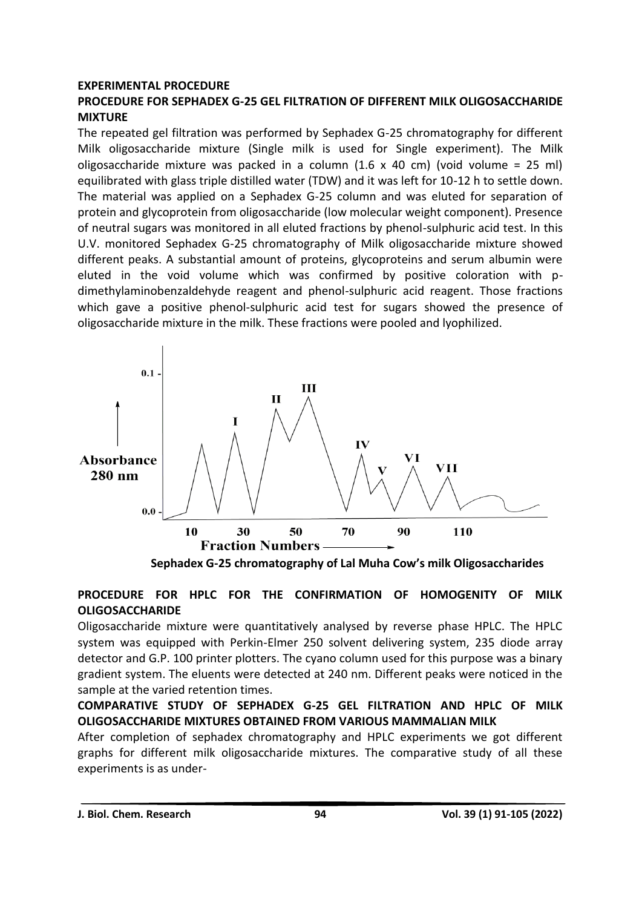**EXPERIMENTAL PROCEDURE**

**PROCEDURE FOR SEPHADEX G-25 GEL FILTRATION OF DIFFERENT MILK OLIGOSACCHARIDE MIXTURE**

The repeated gel filtration was performed by Sephadex G-25 chromatography for different Milk oligosaccharide mixture (Single milk is used for Single experiment). The Milk oligosaccharide mixture was packed in a column (1.6 x 40 cm) (void volume = 25 ml) equilibrated with glass triple distilled water (TDW) and it was left for 10-12 h to settle down. The material was applied on a Sephadex G-25 column and was eluted for separation of protein and glycoprotein from oligosaccharide (low molecular weight component). Presence of neutral sugars was monitored in all eluted fractions by phenol-sulphuric acid test. In this U.V. monitored Sephadex G-25 chromatography of Milk oligosaccharide mixture showed different peaks. A substantial amount of proteins, glycoproteins and serum albumin were eluted in the void volume which was confirmed by positive coloration with p-dimethylaminobenzaldehyde reagent and phenol-sulphuric acid reagent. Those fractions which gave a positive phenol-sulphuric acid test for sugars showed the presence of oligosaccharide mixture in the milk. These fractions were pooled and lyophilized.

**Sephadex G-25 chromatography of Lal Muha Cow's milk Oligosaccharides**

**PROCEDURE FOR HPLC FOR THE CONFIRMATION OF HOMOGENITY OF MILK OLIGOSACCHARIDE**

Oligosaccharide mixture were quantitatively analysed by reverse phase HPLC. The HPLC system was equipped with Perkin-Elmer 250 solvent delivering system, 235 diode array detector and G.P. 100 printer plotters. The cyano column used for this purpose was a binary gradient system. The eluents were detected at 240 nm. Different peaks were noticed in the sample at the varied retention times.

**COMPARATIVE STUDY OF SEPHADEX G-25 GEL FILTRATION AND HPLC OF MILK OLIGOSACCHARIDE MIXTURES OBTAINED FROM VARIOUS MAMMALIAN MILK**

After completion of sephadex chromatography and HPLC experiments we got different graphs for different milk oligosaccharide mixtures. The comparative study of all these experiments is as under-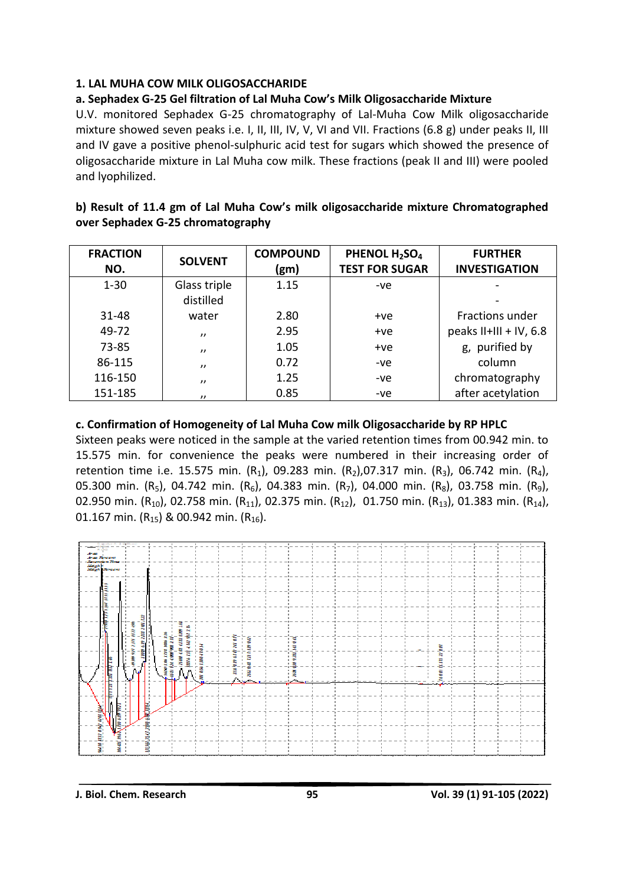### 1. LAL MUHA COW MILK OLIGOSACCHARIDE

#### a. Sephadex G-25 Gel filtration of Lal Muha Cow's Milk Oligosaccharide Mixture

U.V. monitored Sephadex G-25 chromatography of Lal-Muha Cow Milk oligosaccharide mixture showed seven peaks i.e. I, II, III, IV, V, VI and VII. Fractions (6.8 g) under peaks II, III and IV gave a positive phenol-sulphuric acid test for sugars which showed the presence of oligosaccharide mixture in Lal Muha cow milk. These fractions (peak II and III) were pooled and lyophilized.

#### b) Result of 11.4 gm of Lal Muha Cow's milk oligosaccharide mixture Chromatographed over Sephadex G-25 chromatography

| FRACTION NO. | SOLVENT | COMPOUND (gm) | PHENOL $H_2SO_4$ TEST FOR SUGAR | FURTHER INVESTIGATION |
|---|---|---|---|---|
| 1-30 | Glass triple distilled | 1.15 | -ve | - |
| | | | | - |
| 31-48 | water | 2.80 | +ve | Fractions under |
| 49-72 | ,, | 2.95 | +ve | peaks II+III + IV, 6.8 |
| 73-85 | ,, | 1.05 | +ve | g, purified by |
| 86-115 | ,, | 0.72 | -ve | column |
| 116-150 | ,, | 1.25 | -ve | chromatography |
| 151-185 | ,, | 0.85 | -ve | after acetylation |

#### c. Confirmation of Homogeneity of Lal Muha Cow milk Oligosaccharide by RP HPLC

Sixteen peaks were noticed in the sample at the varied retention times from 00.942 min. to 15.575 min. for convenience the peaks were numbered in their increasing order of retention time i.e. 15.575 min. ($R_1$), 09.283 min. ($R_2$),07.317 min. ($R_3$), 06.742 min. ($R_4$), 05.300 min. ($R_5$), 04.742 min. ($R_6$), 04.383 min. ($R_7$), 04.000 min. ($R_8$), 03.758 min. ($R_9$), 02.950 min. ($R_{10}$), 02.758 min. ($R_{11}$), 02.375 min. ($R_{12}$), 01.750 min. ($R_{13}$), 01.383 min. ($R_{14}$), 01.167 min. ($R_{15}$) & 00.942 min. ($R_{16}$).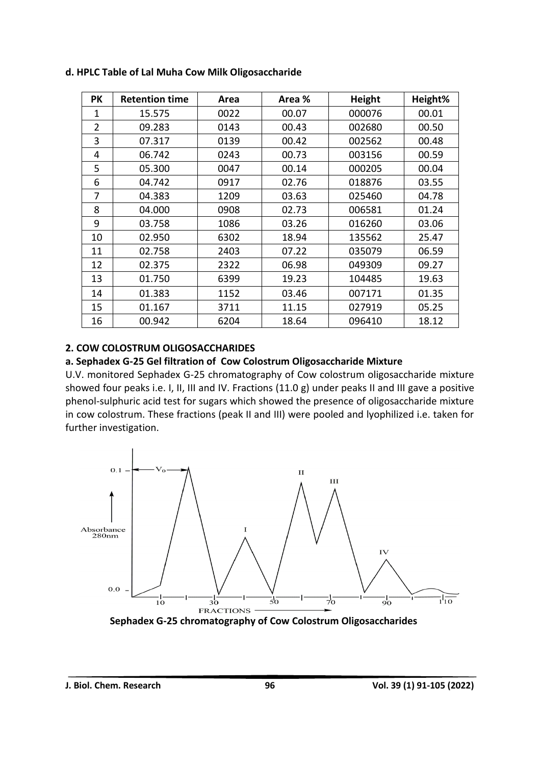**d. HPLC Table of Lal Muha Cow Milk Oligosaccharide**

| PK | Retention time | Area | Area % | Height | Height% |
|---|---|---|---|---|---|
| 1 | 15.575 | 0022 | 00.07 | 000076 | 00.01 |
| 2 | 09.283 | 0143 | 00.43 | 002680 | 00.50 |
| 3 | 07.317 | 0139 | 00.42 | 002562 | 00.48 |
| 4 | 06.742 | 0243 | 00.73 | 003156 | 00.59 |
| 5 | 05.300 | 0047 | 00.14 | 000205 | 00.04 |
| 6 | 04.742 | 0917 | 02.76 | 018876 | 03.55 |
| 7 | 04.383 | 1209 | 03.63 | 025460 | 04.78 |
| 8 | 04.000 | 0908 | 02.73 | 006581 | 01.24 |
| 9 | 03.758 | 1086 | 03.26 | 016260 | 03.06 |
| 10 | 02.950 | 6302 | 18.94 | 135562 | 25.47 |
| 11 | 02.758 | 2403 | 07.22 | 035079 | 06.59 |
| 12 | 02.375 | 2322 | 06.98 | 049309 | 09.27 |
| 13 | 01.750 | 6399 | 19.23 | 104485 | 19.63 |
| 14 | 01.383 | 1152 | 03.46 | 007171 | 01.35 |
| 15 | 01.167 | 3711 | 11.15 | 027919 | 05.25 |
| 16 | 00.942 | 6204 | 18.64 | 096410 | 18.12 |

**2. COW COLOSTRUM OLIGOSACCHARIDES**

**a. Sephadex G-25 Gel filtration of Cow Colostrum Oligosaccharide Mixture**

U.V. monitored Sephadex G-25 chromatography of Cow colostrum oligosaccharide mixture showed four peaks i.e. I, II, III and IV. Fractions (11.0 g) under peaks II and III gave a positive phenol-sulphuric acid test for sugars which showed the presence of oligosaccharide mixture in cow colostrum. These fractions (peak II and III) were pooled and lyophilized i.e. taken for further investigation.

**Sephadex G-25 chromatography of Cow Colostrum Oligosaccharides**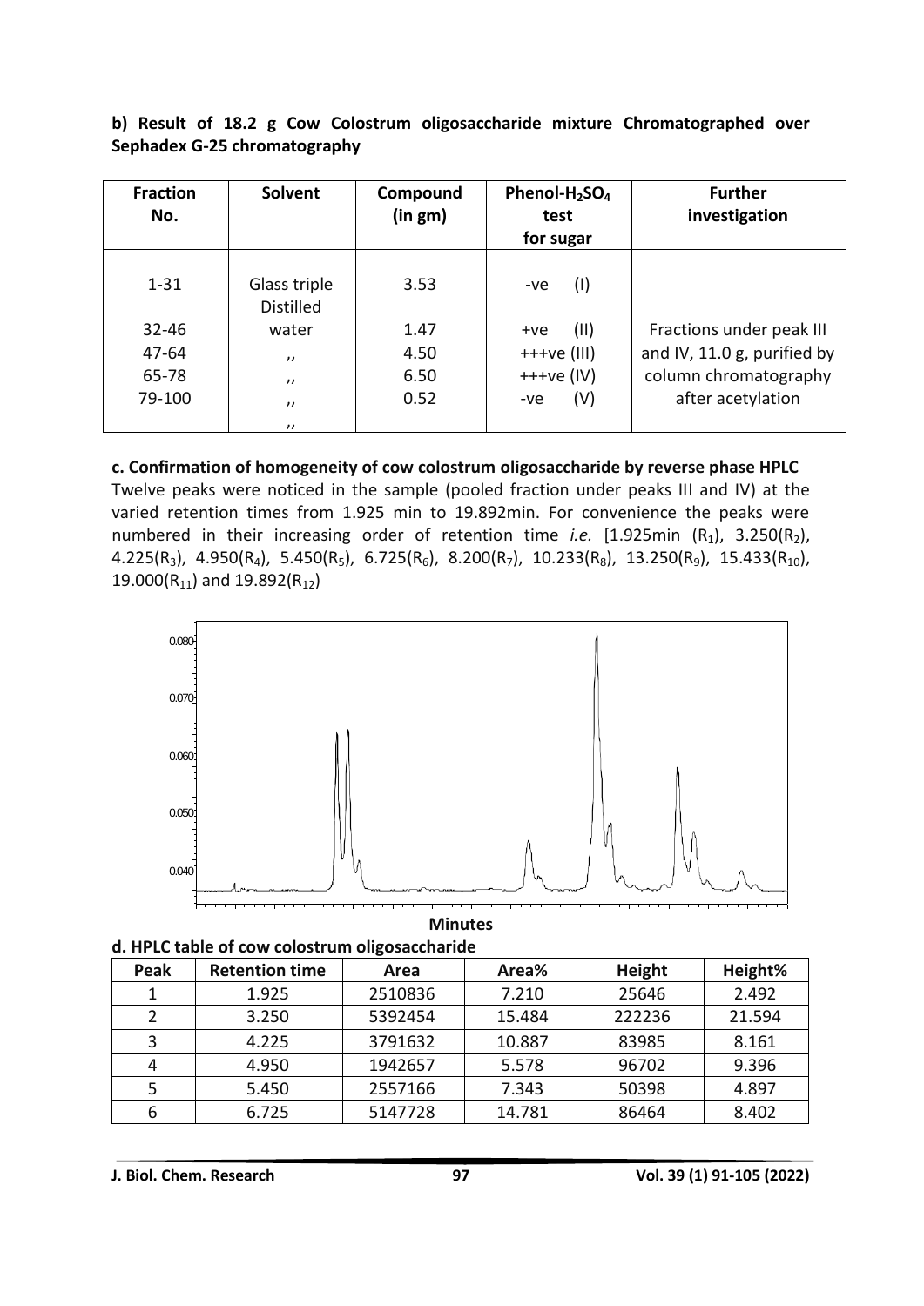**b) Result of 18.2 g Cow Colostrum oligosaccharide mixture Chromatographed over Sephadex G-25 chromatography**

| Fraction No. | Solvent | Compound (in gm) | Phenol-$H_2SO_4$ test for sugar | Further investigation |
|---|---|---|---|---|
| 1-31 | Glass triple Distilled | 3.53 | -ve (I) | |
| 32-46 | water | 1.47 | +ve (II) | Fractions under peak III |
| 47-64 | ,, | 4.50 | +++ve (III) | and IV, 11.0 g, purified by |
| 65-78 | ,, | 6.50 | +++ve (IV) | column chromatography |
| 79-100 | ,, | 0.52 | -ve (V) | after acetylation |
| | ,, | | | |

**c. Confirmation of homogeneity of cow colostrum oligosaccharide by reverse phase HPLC**

Twelve peaks were noticed in the sample (pooled fraction under peaks III and IV) at the varied retention times from 1.925 min to 19.892min. For convenience the peaks were numbered in their increasing order of retention time *i.e.* [1.925min ($R_1$), 3.250($R_2$), 4.225($R_3$), 4.950($R_4$), 5.450($R_5$), 6.725($R_6$), 8.200($R_7$), 10.233($R_8$), 13.250($R_9$), 15.433($R_{10}$), 19.000($R_{11}$) and 19.892($R_{12}$)

Minutes

**d. HPLC table of cow colostrum oligosaccharide**

| Peak | Retention time | Area | Area% | Height | Height% |
|---|---|---|---|---|---|
| 1 | 1.925 | 2510836 | 7.210 | 25646 | 2.492 |
| 2 | 3.250 | 5392454 | 15.484 | 222236 | 21.594 |
| 3 | 4.225 | 3791632 | 10.887 | 83985 | 8.161 |
| 4 | 4.950 | 1942657 | 5.578 | 96702 | 9.396 |
| 5 | 5.450 | 2557166 | 7.343 | 50398 | 4.897 |
| 6 | 6.725 | 5147728 | 14.781 | 86464 | 8.402 |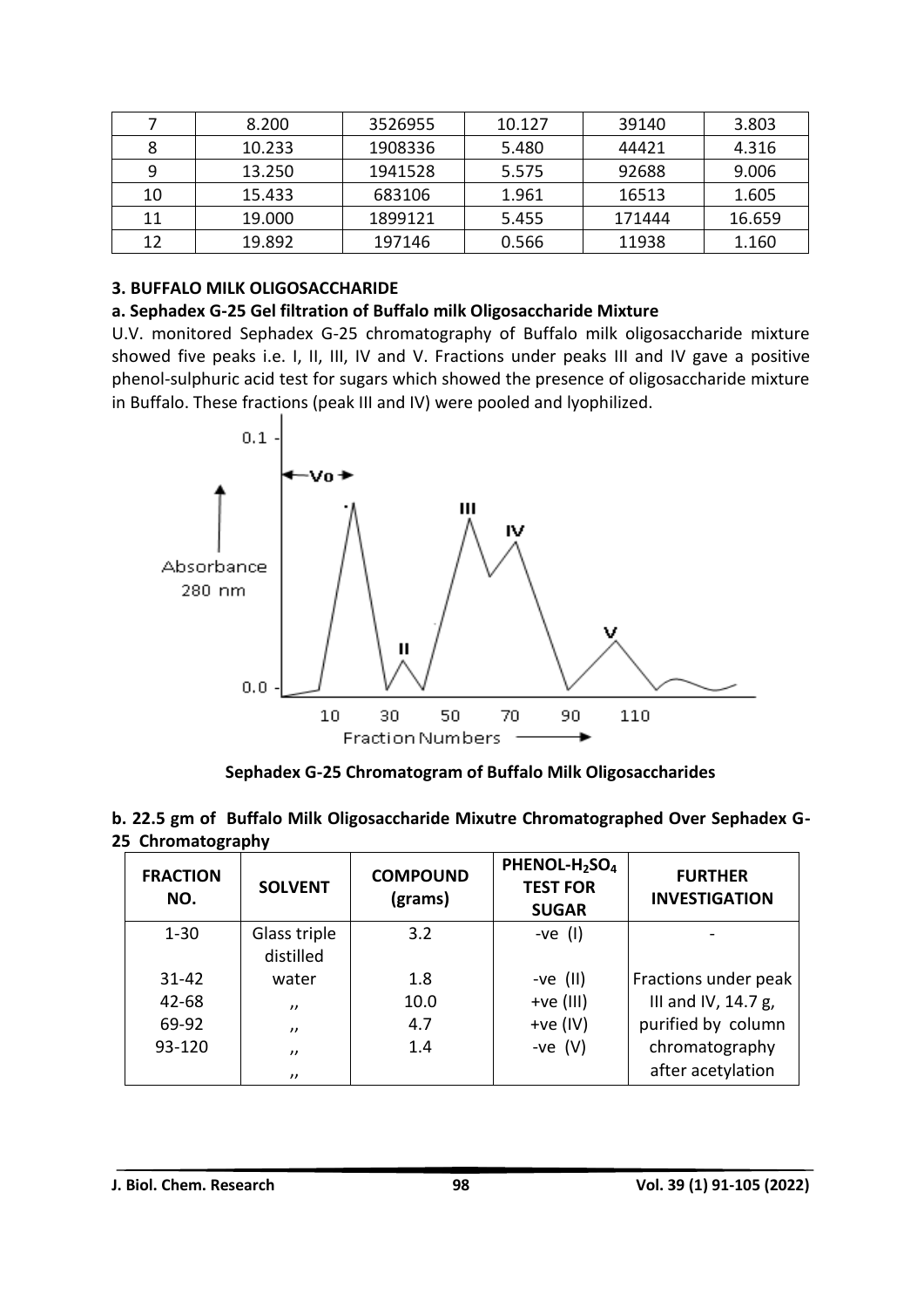| 7 | 8.200 | 3526955 | 10.127 | 39140 | 3.803 |
|---|---|---|---|---|---|
| 8 | 10.233 | 1908336 | 5.480 | 44421 | 4.316 |
| 9 | 13.250 | 1941528 | 5.575 | 92688 | 9.006 |
| 10 | 15.433 | 683106 | 1.961 | 16513 | 1.605 |
| 11 | 19.000 | 1899121 | 5.455 | 171444 | 16.659 |
| 12 | 19.892 | 197146 | 0.566 | 11938 | 1.160 |

### 3. BUFFALO MILK OLIGOSACCHARIDE

#### a. Sephadex G-25 Gel filtration of Buffalo milk Oligosaccharide Mixture

U.V. monitored Sephadex G-25 chromatography of Buffalo milk oligosaccharide mixture showed five peaks i.e. I, II, III, IV and V. Fractions under peaks III and IV gave a positive phenol-sulphuric acid test for sugars which showed the presence of oligosaccharide mixture in Buffalo. These fractions (peak III and IV) were pooled and lyophilized.

**Sephadex G-25 Chromatogram of Buffalo Milk Oligosaccharides**

#### b. 22.5 gm of Buffalo Milk Oligosaccharide Mixutre Chromatographed Over Sephadex G-25 Chromatography

| FRACTION NO. | SOLVENT | COMPOUND (grams) | PHENOL-$H_2SO_4$ TEST FOR SUGAR | FURTHER INVESTIGATION |
|---|---|---|---|---|
| 1-30 | Glass triple distilled | 3.2 | -ve (I) | - |
| 31-42 | water | 1.8 | -ve (II) | Fractions under peak |
| 42-68 | ,, | 10.0 | +ve (III) | III and IV, 14.7 g, |
| 69-92 | ,, | 4.7 | +ve (IV) | purified by column |
| 93-120 | ,, | 1.4 | -ve (V) | chromatography |
| | ,, | | | after acetylation |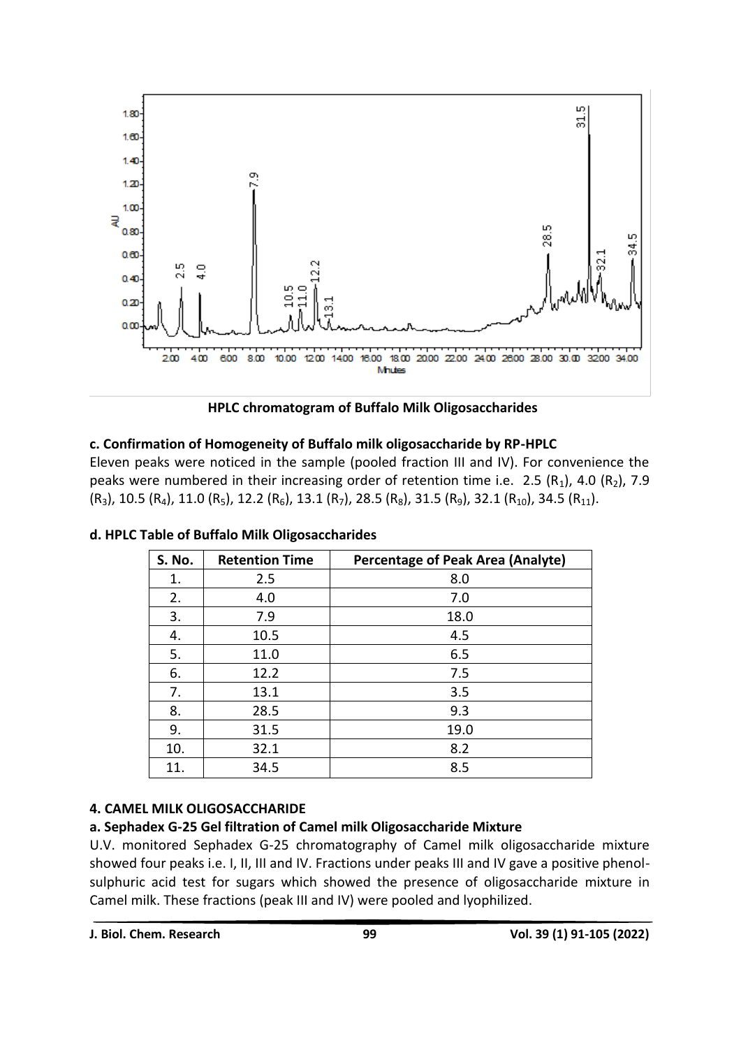HPLC chromatogram of Buffalo Milk Oligosaccharides

**c. Confirmation of Homogeneity of Buffalo milk oligosaccharide by RP-HPLC**

Eleven peaks were noticed in the sample (pooled fraction III and IV). For convenience the peaks were numbered in their increasing order of retention time i.e. 2.5 ($R_1$), 4.0 ($R_2$), 7.9 ($R_3$), 10.5 ($R_4$), 11.0 ($R_5$), 12.2 ($R_6$), 13.1 ($R_7$), 28.5 ($R_8$), 31.5 ($R_9$), 32.1 ($R_{10}$), 34.5 ($R_{11}$).

**d. HPLC Table of Buffalo Milk Oligosaccharides**

| S. No. | Retention Time | Percentage of Peak Area (Analyte) |
|---|---|---|
| 1. | 2.5 | 8.0 |
| 2. | 4.0 | 7.0 |
| 3. | 7.9 | 18.0 |
| 4. | 10.5 | 4.5 |
| 5. | 11.0 | 6.5 |
| 6. | 12.2 | 7.5 |
| 7. | 13.1 | 3.5 |
| 8. | 28.5 | 9.3 |
| 9. | 31.5 | 19.0 |
| 10. | 32.1 | 8.2 |
| 11. | 34.5 | 8.5 |

**4. CAMEL MILK OLIGOSACCHARIDE**

**a. Sephadex G-25 Gel filtration of Camel milk Oligosaccharide Mixture**

U.V. monitored Sephadex G-25 chromatography of Camel milk oligosaccharide mixture showed four peaks i.e. I, II, III and IV. Fractions under peaks III and IV gave a positive phenol-sulphuric acid test for sugars which showed the presence of oligosaccharide mixture in Camel milk. These fractions (peak III and IV) were pooled and lyophilized.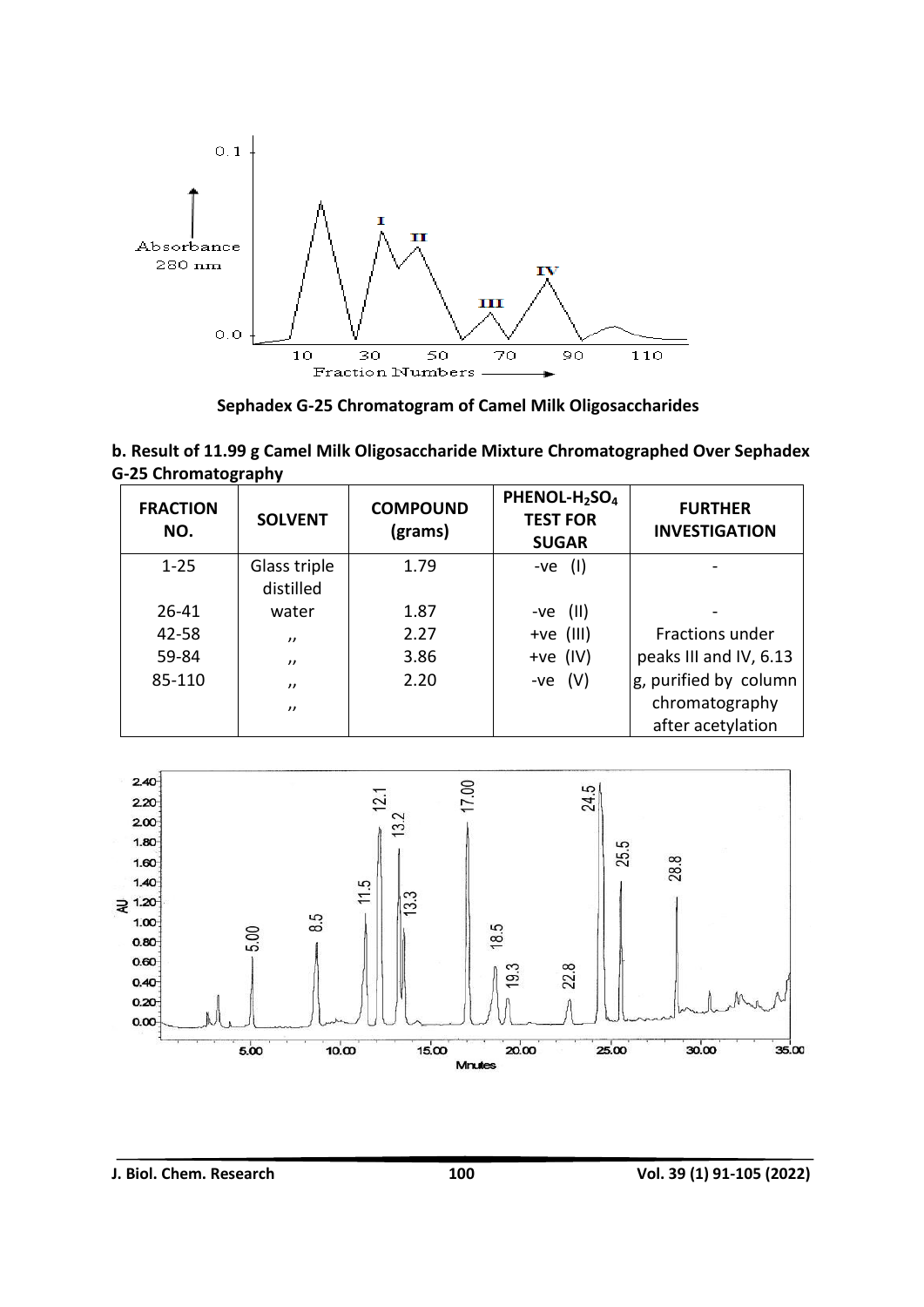Sephadex G-25 Chromatogram of Camel Milk Oligosaccharides

**b. Result of 11.99 g Camel Milk Oligosaccharide Mixture Chromatographed Over Sephadex G-25 Chromatography**

| FRACTION NO. | SOLVENT | COMPOUND (grams) | PHENOL-$H_2SO_4$ TEST FOR SUGAR | FURTHER INVESTIGATION |
|---|---|---|---|---|
| 1-25 | Glass triple distilled | 1.79 | -ve (I) | - |
| 26-41 | water | 1.87 | -ve (II) | - |
| 42-58 | ,, | 2.27 | +ve (III) | Fractions under |
| 59-84 | ,, | 3.86 | +ve (IV) | peaks III and IV, 6.13 |
| 85-110 | ,, | 2.20 | -ve (V) | g, purified by column |
| | ,, | | | chromatography after acetylation |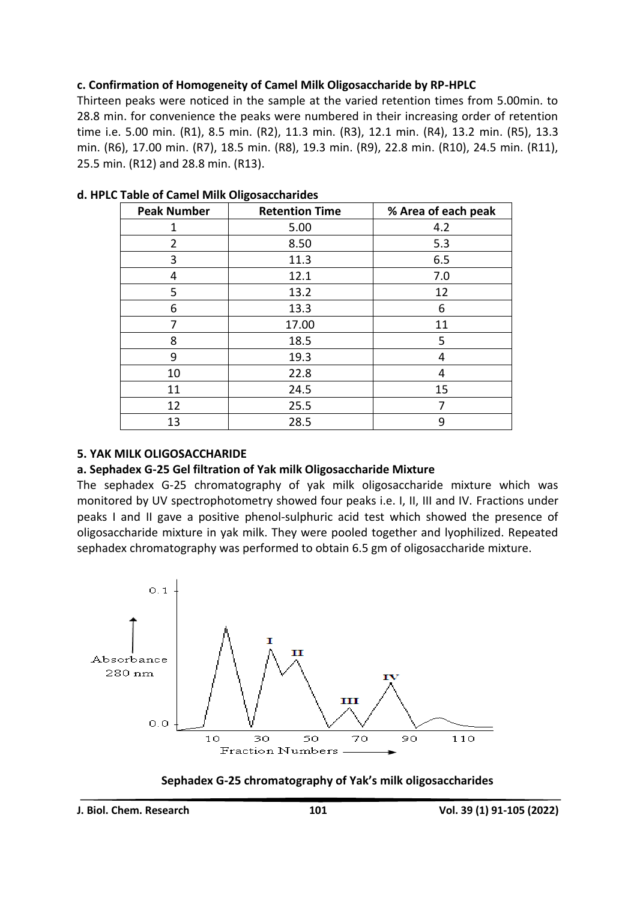**c. Confirmation of Homogeneity of Camel Milk Oligosaccharide by RP-HPLC**

Thirteen peaks were noticed in the sample at the varied retention times from 5.00min. to 28.8 min. for convenience the peaks were numbered in their increasing order of retention time i.e. 5.00 min. (R1), 8.5 min. (R2), 11.3 min. (R3), 12.1 min. (R4), 13.2 min. (R5), 13.3 min. (R6), 17.00 min. (R7), 18.5 min. (R8), 19.3 min. (R9), 22.8 min. (R10), 24.5 min. (R11), 25.5 min. (R12) and 28.8 min. (R13).

**d. HPLC Table of Camel Milk Oligosaccharides**

| Peak Number | Retention Time | % Area of each peak |
|---|---|---|
| 1 | 5.00 | 4.2 |
| 2 | 8.50 | 5.3 |
| 3 | 11.3 | 6.5 |
| 4 | 12.1 | 7.0 |
| 5 | 13.2 | 12 |
| 6 | 13.3 | 6 |
| 7 | 17.00 | 11 |
| 8 | 18.5 | 5 |
| 9 | 19.3 | 4 |
| 10 | 22.8 | 4 |
| 11 | 24.5 | 15 |
| 12 | 25.5 | 7 |
| 13 | 28.5 | 9 |

**5. YAK MILK OLIGOSACCHARIDE**

**a. Sephadex G-25 Gel filtration of Yak milk Oligosaccharide Mixture**

The sephadex G-25 chromatography of yak milk oligosaccharide mixture which was monitored by UV spectrophotometry showed four peaks i.e. I, II, III and IV. Fractions under peaks I and II gave a positive phenol-sulphuric acid test which showed the presence of oligosaccharide mixture in yak milk. They were pooled together and lyophilized. Repeated sephadex chromatography was performed to obtain 6.5 gm of oligosaccharide mixture.

**Sephadex G-25 chromatography of Yak's milk oligosaccharides**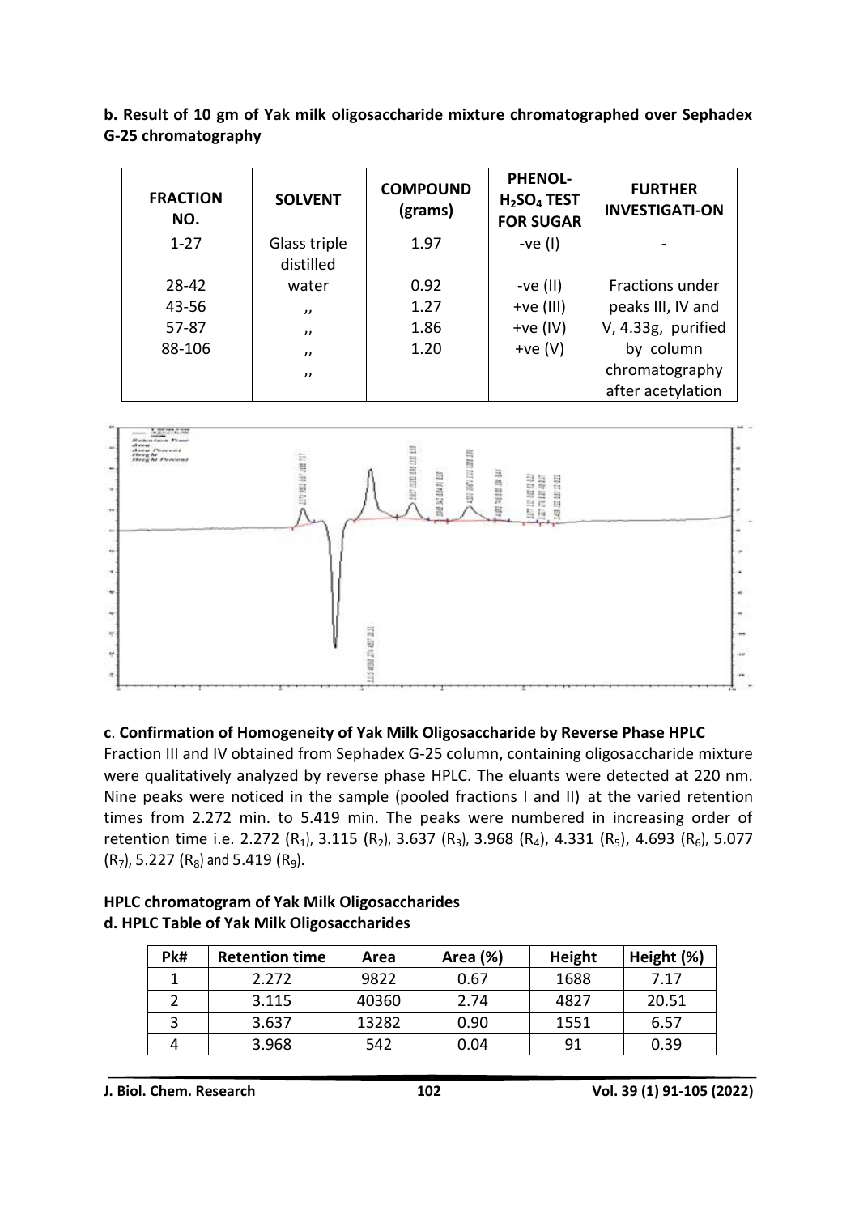**b. Result of 10 gm of Yak milk oligosaccharide mixture chromatographed over Sephadex G-25 chromatography**

| FRACTION NO. | SOLVENT | COMPOUND (grams) | PHENOL-$H_2SO_4$ TEST FOR SUGAR | FURTHER INVESTIGATI-ON |
|---|---|---|---|---|
| 1-27 | Glass triple distilled | 1.97 | -ve (I) | - |
| 28-42 | water | 0.92 | -ve (II) | Fractions under |
| 43-56 | ,, | 1.27 | +ve (III) | peaks III, IV and |
| 57-87 | ,, | 1.86 | +ve (IV) | V, 4.33g, purified |
| 88-106 | ,, | 1.20 | +ve (V) | by column |
| | ,, | | | chromatography after acetylation |

**c**. **Confirmation of Homogeneity of Yak Milk Oligosaccharide by Reverse Phase HPLC**

Fraction III and IV obtained from Sephadex G-25 column, containing oligosaccharide mixture were qualitatively analyzed by reverse phase HPLC. The eluants were detected at 220 nm. Nine peaks were noticed in the sample (pooled fractions I and II) at the varied retention times from 2.272 min. to 5.419 min. The peaks were numbered in increasing order of retention time i.e. 2.272 ($R_1$), 3.115 ($R_2$), 3.637 ($R_3$), 3.968 ($R_4$), 4.331 ($R_5$), 4.693 ($R_6$), 5.077 ($R_7$), 5.227 ($R_8$) and 5.419 ($R_9$).

**HPLC chromatogram of Yak Milk Oligosaccharides**

**d. HPLC Table of Yak Milk Oligosaccharides**

| Pk# | Retention time | Area | Area (%) | Height | Height (%) |
|---|---|---|---|---|---|
| 1 | 2.272 | 9822 | 0.67 | 1688 | 7.17 |
| 2 | 3.115 | 40360 | 2.74 | 4827 | 20.51 |
| 3 | 3.637 | 13282 | 0.90 | 1551 | 6.57 |
| 4 | 3.968 | 542 | 0.04 | 91 | 0.39 |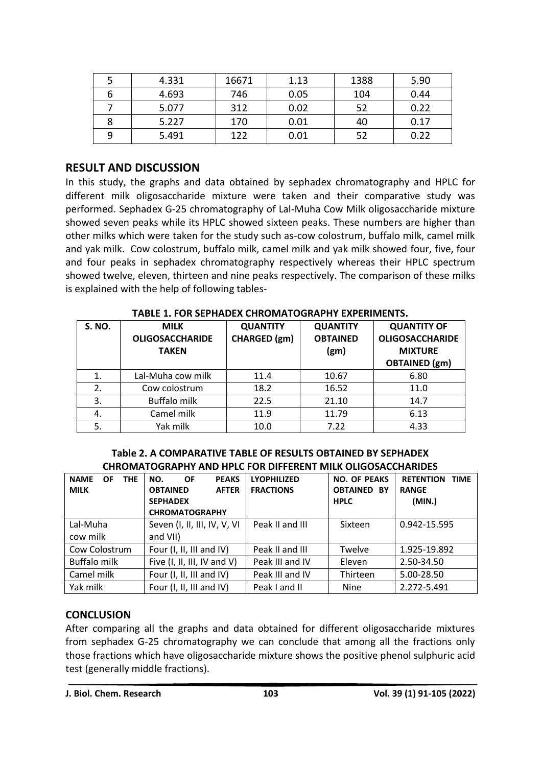| 5 | 4.331 | 16671 | 1.13 | 1388 | 5.90 |
|---|---|---|---|---|---|
| 6 | 4.693 | 746 | 0.05 | 104 | 0.44 |
| 7 | 5.077 | 312 | 0.02 | 52 | 0.22 |
| 8 | 5.227 | 170 | 0.01 | 40 | 0.17 |
| 9 | 5.491 | 122 | 0.01 | 52 | 0.22 |

## RESULT AND DISCUSSION

In this study, the graphs and data obtained by sephadex chromatography and HPLC for different milk oligosaccharide mixture were taken and their comparative study was performed. Sephadex G-25 chromatography of Lal-Muha Cow Milk oligosaccharide mixture showed seven peaks while its HPLC showed sixteen peaks. These numbers are higher than other milks which were taken for the study such as-cow colostrum, buffalo milk, camel milk and yak milk. Cow colostrum, buffalo milk, camel milk and yak milk showed four, five, four and four peaks in sephadex chromatography respectively whereas their HPLC spectrum showed twelve, eleven, thirteen and nine peaks respectively. The comparison of these milks is explained with the help of following tables-

**TABLE 1. FOR SEPHADEX CHROMATOGRAPHY EXPERIMENTS.**

| S. NO. | MILK OLIGOSACCHARIDE TAKEN | QUANTITY CHARGED (gm) | QUANTITY OBTAINED (gm) | QUANTITY OF OLIGOSACCHARIDE MIXTURE OBTAINED (gm) |
|---|---|---|---|---|
| 1. | Lal-Muha cow milk | 11.4 | 10.67 | 6.80 |
| 2. | Cow colostrum | 18.2 | 16.52 | 11.0 |
| 3. | Buffalo milk | 22.5 | 21.10 | 14.7 |
| 4. | Camel milk | 11.9 | 11.79 | 6.13 |
| 5. | Yak milk | 10.0 | 7.22 | 4.33 |

**Table 2. A COMPARATIVE TABLE OF RESULTS OBTAINED BY SEPHADEX CHROMATOGRAPHY AND HPLC FOR DIFFERENT MILK OLIGOSACCHARIDES**

| NAME OF THE MILK | NO. OF PEAKS OBTAINED AFTER SEPHADEX CHROMATOGRAPHY | LYOPHILIZED FRACTIONS | NO. OF PEAKS OBTAINED BY HPLC | RETENTION TIME RANGE (MIN.) |
|---|---|---|---|---|
| Lal-Muha cow milk | Seven (I, II, III, IV, V, VI and VII) | Peak II and III | Sixteen | 0.942-15.595 |
| Cow Colostrum | Four (I, II, III and IV) | Peak II and III | Twelve | 1.925-19.892 |
| Buffalo milk | Five (I, II, III, IV and V) | Peak III and IV | Eleven | 2.50-34.50 |
| Camel milk | Four (I, II, III and IV) | Peak III and IV | Thirteen | 5.00-28.50 |
| Yak milk | Four (I, II, III and IV) | Peak I and II | Nine | 2.272-5.491 |

## CONCLUSION

After comparing all the graphs and data obtained for different oligosaccharide mixtures from sephadex G-25 chromatography we can conclude that among all the fractions only those fractions which have oligosaccharide mixture shows the positive phenol sulphuric acid test (generally middle fractions).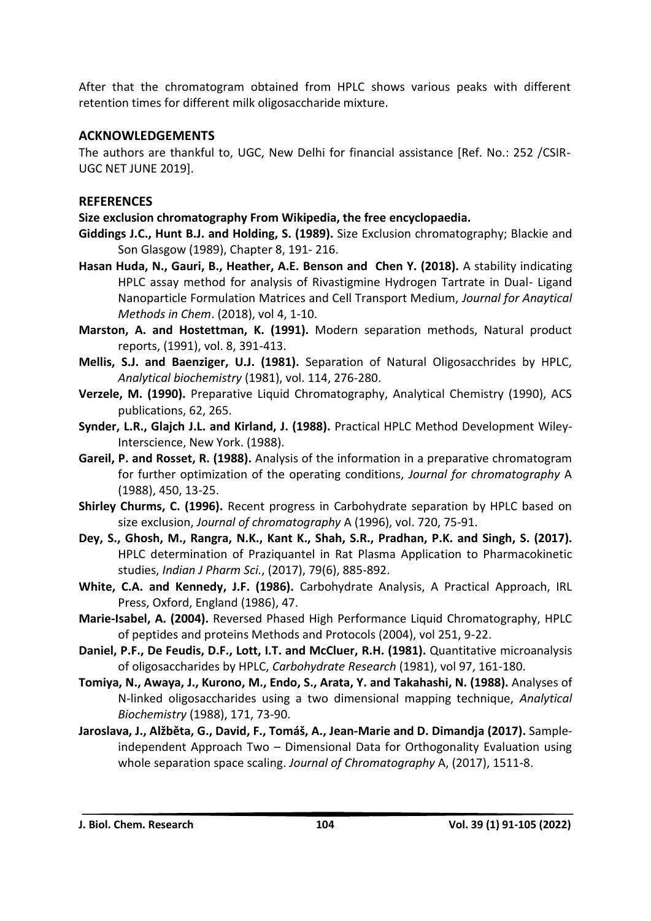After that the chromatogram obtained from HPLC shows various peaks with different retention times for different milk oligosaccharide mixture.

## ACKNOWLEDGEMENTS

The authors are thankful to, UGC, New Delhi for financial assistance [Ref. No.: 252 /CSIR-UGC NET JUNE 2019].

## REFERENCES

**Size exclusion chromatography From Wikipedia, the free encyclopaedia.**

**Giddings J.C., Hunt B.J. and Holding, S. (1989).** Size Exclusion chromatography; Blackie and Son Glasgow (1989), Chapter 8, 191- 216.

**Hasan Huda, N., Gauri, B., Heather, A.E. Benson and Chen Y. (2018).** A stability indicating HPLC assay method for analysis of Rivastigmine Hydrogen Tartrate in Dual- Ligand Nanoparticle Formulation Matrices and Cell Transport Medium, *Journal for Anaytical Methods in Chem*. (2018), vol 4, 1-10.

**Marston, A. and Hostettman, K. (1991).** Modern separation methods, Natural product reports, (1991), vol. 8, 391-413.

**Mellis, S.J. and Baenziger, U.J. (1981).** Separation of Natural Oligosacchrides by HPLC, *Analytical biochemistry* (1981), vol. 114, 276-280.

**Verzele, M. (1990).** Preparative Liquid Chromatography, Analytical Chemistry (1990), ACS publications, 62, 265.

**Synder, L.R., Glajch J.L. and Kirland, J. (1988).** Practical HPLC Method Development Wiley-Interscience, New York. (1988).

**Gareil, P. and Rosset, R. (1988).** Analysis of the information in a preparative chromatogram for further optimization of the operating conditions, *Journal for chromatography* A (1988), 450, 13-25.

**Shirley Churms, C. (1996).** Recent progress in Carbohydrate separation by HPLC based on size exclusion, *Journal of chromatography* A (1996), vol. 720, 75-91.

**Dey, S., Ghosh, M., Rangra, N.K., Kant K., Shah, S.R., Pradhan, P.K. and Singh, S. (2017).** HPLC determination of Praziquantel in Rat Plasma Application to Pharmacokinetic studies, *Indian J Pharm Sci.*, (2017), 79(6), 885-892.

**White, C.A. and Kennedy, J.F. (1986).** Carbohydrate Analysis, A Practical Approach, IRL Press, Oxford, England (1986), 47.

**Marie-Isabel, A. (2004).** Reversed Phased High Performance Liquid Chromatography, HPLC of peptides and proteins Methods and Protocols (2004), vol 251, 9-22.

**Daniel, P.F., De Feudis, D.F., Lott, I.T. and McCluer, R.H. (1981).** Quantitative microanalysis of oligosaccharides by HPLC, *Carbohydrate Research* (1981), vol 97, 161-180.

**Tomiya, N., Awaya, J., Kurono, M., Endo, S., Arata, Y. and Takahashi, N. (1988).** Analyses of N-linked oligosaccharides using a two dimensional mapping technique, *Analytical Biochemistry* (1988), 171, 73-90.

**Jaroslava, J., Alžběta, G., David, F., Tomáš, A., Jean-Marie and D. Dimandja (2017).** Sample-independent Approach Two – Dimensional Data for Orthogonality Evaluation using whole separation space scaling. *Journal of Chromatography* A, (2017), 1511-8.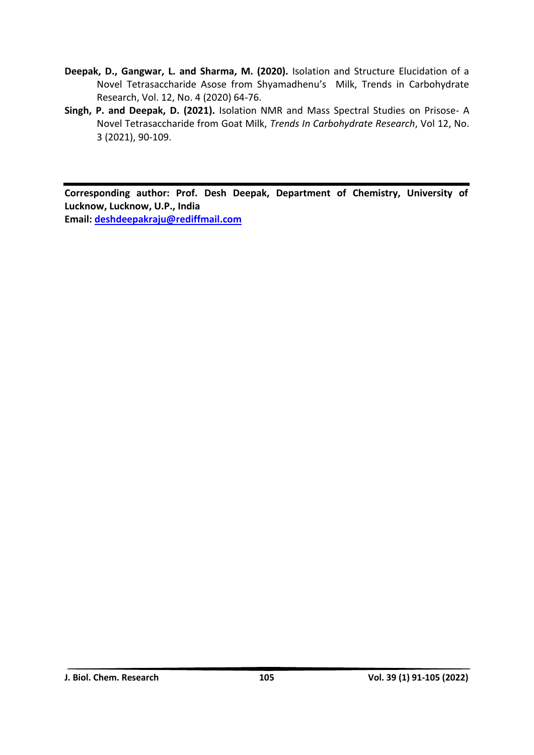**Deepak, D., Gangwar, L. and Sharma, M. (2020).** Isolation and Structure Elucidation of a Novel Tetrasaccharide Asose from Shyamadhenu's Milk, Trends in Carbohydrate Research, Vol. 12, No. 4 (2020) 64-76.

**Singh, P. and Deepak, D. (2021).** Isolation NMR and Mass Spectral Studies on Prisose- A Novel Tetrasaccharide from Goat Milk, *Trends In Carbohydrate Research*, Vol 12, No. 3 (2021), 90-109.

---

**Corresponding author: Prof. Desh Deepak, Department of Chemistry, University of Lucknow, Lucknow, U.P., India**

**Email: [deshdeepakraju@rediffmail.com](mailto:deshdeepakraju@rediffmail.com)**